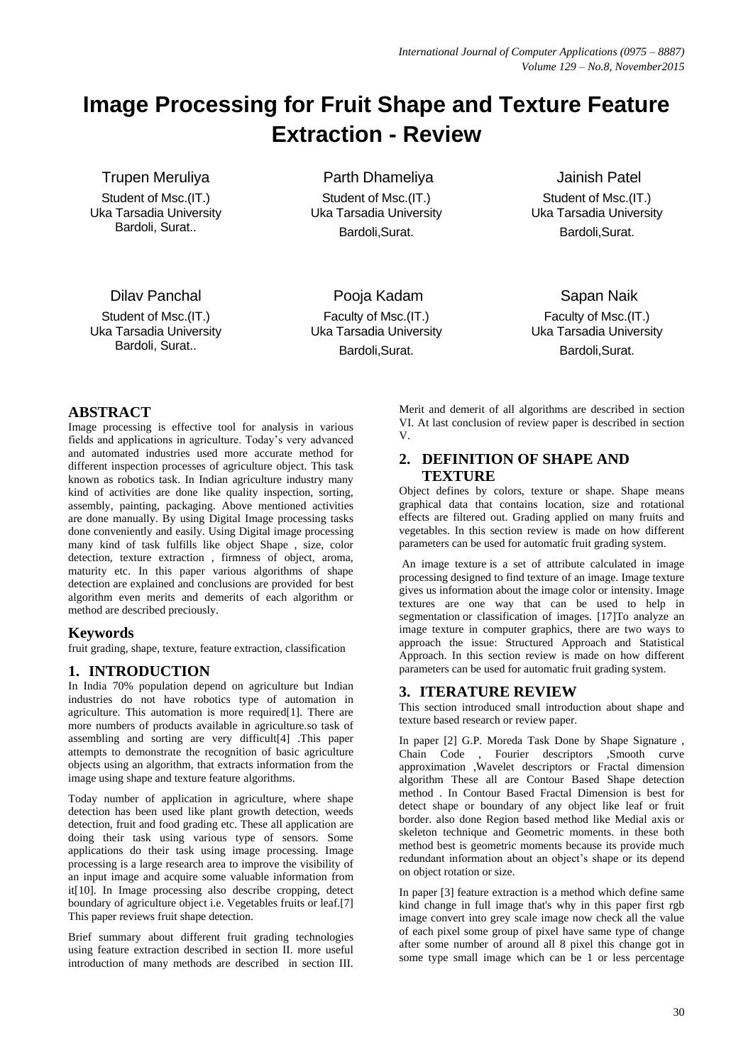# Image Processing for Fruit Shape and Texture Feature Extraction - Review

Trupen Meruliya
Student of Msc.(IT.)
Uka Tarsadia University
Bardoli, Surat..

Parth Dhameliya
Student of Msc.(IT.)
Uka Tarsadia University
Bardoli,Surat.

Jainish Patel
Student of Msc.(IT.)
Uka Tarsadia University
Bardoli,Surat.

Dilav Panchal
Student of Msc.(IT.)
Uka Tarsadia University
Bardoli, Surat..

Pooja Kadam
Faculty of Msc.(IT.)
Uka Tarsadia University
Bardoli,Surat.

Sapan Naik
Faculty of Msc.(IT.)
Uka Tarsadia University
Bardoli,Surat.

## ABSTRACT

Image processing is effective tool for analysis in various fields and applications in agriculture. Today's very advanced and automated industries used more accurate method for different inspection processes of agriculture object. This task known as robotics task. In Indian agriculture industry many kind of activities are done like quality inspection, sorting, assembly, painting, packaging. Above mentioned activities are done manually. By using Digital Image processing tasks done conveniently and easily. Using Digital image processing many kind of task fulfills like object Shape , size, color detection, texture extraction , firmness of object, aroma, maturity etc. In this paper various algorithms of shape detection are explained and conclusions are provided for best algorithm even merits and demerits of each algorithm or method are described preciously.

## Keywords

fruit grading, shape, texture, feature extraction, classification

## 1. INTRODUCTION

In India 70% population depend on agriculture but Indian industries do not have robotics type of automation in agriculture. This automation is more required[1]. There are more numbers of products available in agriculture.so task of assembling and sorting are very difficult[4] .This paper attempts to demonstrate the recognition of basic agriculture objects using an algorithm, that extracts information from the image using shape and texture feature algorithms.

Today number of application in agriculture, where shape detection has been used like plant growth detection, weeds detection, fruit and food grading etc. These all application are doing their task using various type of sensors. Some applications do their task using image processing. Image processing is a large research area to improve the visibility of an input image and acquire some valuable information from it[10]. In Image processing also describe cropping, detect boundary of agriculture object i.e. Vegetables fruits or leaf.[7] This paper reviews fruit shape detection.

Brief summary about different fruit grading technologies using feature extraction described in section II. more useful introduction of many methods are described in section III. Merit and demerit of all algorithms are described in section VI. At last conclusion of review paper is described in section V.

## 2. DEFINITION OF SHAPE AND TEXTURE

Object defines by colors, texture or shape. Shape means graphical data that contains location, size and rotational effects are filtered out. Grading applied on many fruits and vegetables. In this section review is made on how different parameters can be used for automatic fruit grading system.

An image texture is a set of attribute calculated in image processing designed to find texture of an image. Image texture gives us information about the image color or intensity. Image textures are one way that can be used to help in segmentation or classification of images. [17]To analyze an image texture in computer graphics, there are two ways to approach the issue: Structured Approach and Statistical Approach. In this section review is made on how different parameters can be used for automatic fruit grading system.

## 3. ITERATURE REVIEW

This section introduced small introduction about shape and texture based research or review paper.

In paper [2] G.P. Moreda Task Done by Shape Signature , Chain Code , Fourier descriptors ,Smooth curve approximation ,Wavelet descriptors or Fractal dimension algorithm These all are Contour Based Shape detection method . In Contour Based Fractal Dimension is best for detect shape or boundary of any object like leaf or fruit border. also done Region based method like Medial axis or skeleton technique and Geometric moments. in these both method best is geometric moments because its provide much redundant information about an object's shape or its depend on object rotation or size.

In paper [3] feature extraction is a method which define same kind change in full image that's why in this paper first rgb image convert into grey scale image now check all the value of each pixel some group of pixel have same type of change after some number of around all 8 pixel this change got in some type small image which can be 1 or less percentage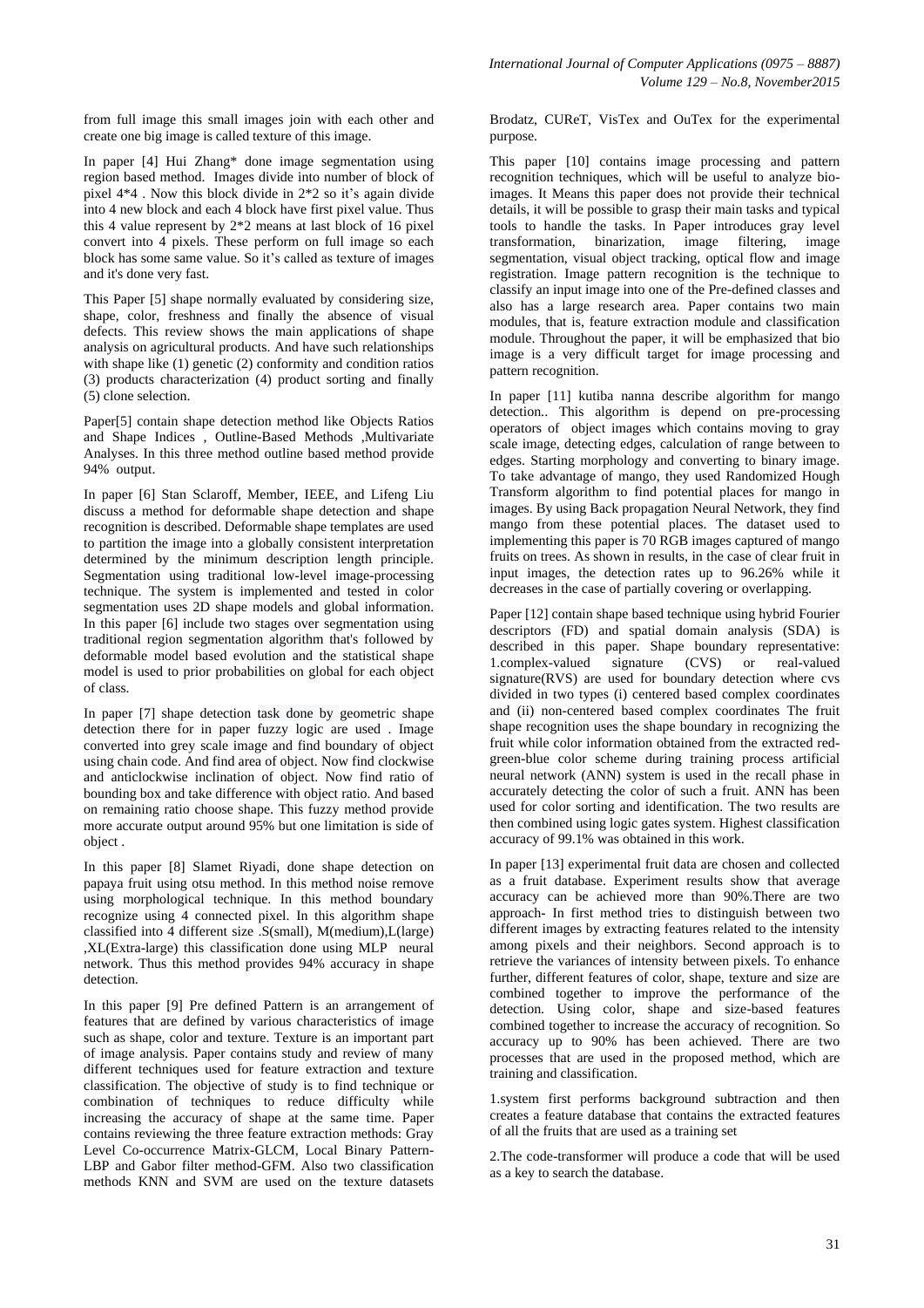from full image this small images join with each other and create one big image is called texture of this image.

In paper [4] Hui Zhang* done image segmentation using region based method. Images divide into number of block of pixel 4*4 . Now this block divide in 2*2 so it's again divide into 4 new block and each 4 block have first pixel value. Thus this 4 value represent by 2*2 means at last block of 16 pixel convert into 4 pixels. These perform on full image so each block has some same value. So it's called as texture of images and it's done very fast.

This Paper [5] shape normally evaluated by considering size, shape, color, freshness and finally the absence of visual defects. This review shows the main applications of shape analysis on agricultural products. And have such relationships with shape like (1) genetic (2) conformity and condition ratios (3) products characterization (4) product sorting and finally (5) clone selection.

Paper[5] contain shape detection method like Objects Ratios and Shape Indices , Outline-Based Methods ,Multivariate Analyses. In this three method outline based method provide 94% output.

In paper [6] Stan Sclaroff, Member, IEEE, and Lifeng Liu discuss a method for deformable shape detection and shape recognition is described. Deformable shape templates are used to partition the image into a globally consistent interpretation determined by the minimum description length principle. Segmentation using traditional low-level image-processing technique. The system is implemented and tested in color segmentation uses 2D shape models and global information. In this paper [6] include two stages over segmentation using traditional region segmentation algorithm that's followed by deformable model based evolution and the statistical shape model is used to prior probabilities on global for each object of class.

In paper [7] shape detection task done by geometric shape detection there for in paper fuzzy logic are used . Image converted into grey scale image and find boundary of object using chain code. And find area of object. Now find clockwise and anticlockwise inclination of object. Now find ratio of bounding box and take difference with object ratio. And based on remaining ratio choose shape. This fuzzy method provide more accurate output around 95% but one limitation is side of object .

In this paper [8] Slamet Riyadi, done shape detection on papaya fruit using otsu method. In this method noise remove using morphological technique. In this method boundary recognize using 4 connected pixel. In this algorithm shape classified into 4 different size .S(small), M(medium),L(large) ,XL(Extra-large) this classification done using MLP neural network. Thus this method provides 94% accuracy in shape detection.

In this paper [9] Pre defined Pattern is an arrangement of features that are defined by various characteristics of image such as shape, color and texture. Texture is an important part of image analysis. Paper contains study and review of many different techniques used for feature extraction and texture classification. The objective of study is to find technique or combination of techniques to reduce difficulty while increasing the accuracy of shape at the same time. Paper contains reviewing the three feature extraction methods: Gray Level Co-occurrence Matrix-GLCM, Local Binary Pattern-LBP and Gabor filter method-GFM. Also two classification methods KNN and SVM are used on the texture datasets Brodatz, CUReT, VisTex and OuTex for the experimental purpose.

This paper [10] contains image processing and pattern recognition techniques, which will be useful to analyze bio-images. It Means this paper does not provide their technical details, it will be possible to grasp their main tasks and typical tools to handle the tasks. In Paper introduces gray level transformation, binarization, image filtering, image segmentation, visual object tracking, optical flow and image registration. Image pattern recognition is the technique to classify an input image into one of the Pre-defined classes and also has a large research area. Paper contains two main modules, that is, feature extraction module and classification module. Throughout the paper, it will be emphasized that bio image is a very difficult target for image processing and pattern recognition.

In paper [11] kutiba nanna describe algorithm for mango detection.. This algorithm is depend on pre-processing operators of object images which contains moving to gray scale image, detecting edges, calculation of range between to edges. Starting morphology and converting to binary image. To take advantage of mango, they used Randomized Hough Transform algorithm to find potential places for mango in images. By using Back propagation Neural Network, they find mango from these potential places. The dataset used to implementing this paper is 70 RGB images captured of mango fruits on trees. As shown in results, in the case of clear fruit in input images, the detection rates up to 96.26% while it decreases in the case of partially covering or overlapping.

Paper [12] contain shape based technique using hybrid Fourier descriptors (FD) and spatial domain analysis (SDA) is described in this paper. Shape boundary representative: 1.complex-valued signature (CVS) or real-valued signature(RVS) are used for boundary detection where cvs divided in two types (i) centered based complex coordinates and (ii) non-centered based complex coordinates The fruit shape recognition uses the shape boundary in recognizing the fruit while color information obtained from the extracted red-green-blue color scheme during training process artificial neural network (ANN) system is used in the recall phase in accurately detecting the color of such a fruit. ANN has been used for color sorting and identification. The two results are then combined using logic gates system. Highest classification accuracy of 99.1% was obtained in this work.

In paper [13] experimental fruit data are chosen and collected as a fruit database. Experiment results show that average accuracy can be achieved more than 90%.There are two approach- In first method tries to distinguish between two different images by extracting features related to the intensity among pixels and their neighbors. Second approach is to retrieve the variances of intensity between pixels. To enhance further, different features of color, shape, texture and size are combined together to improve the performance of the detection. Using color, shape and size-based features combined together to increase the accuracy of recognition. So accuracy up to 90% has been achieved. There are two processes that are used in the proposed method, which are training and classification.

1.system first performs background subtraction and then creates a feature database that contains the extracted features of all the fruits that are used as a training set

2.The code-transformer will produce a code that will be used as a key to search the database.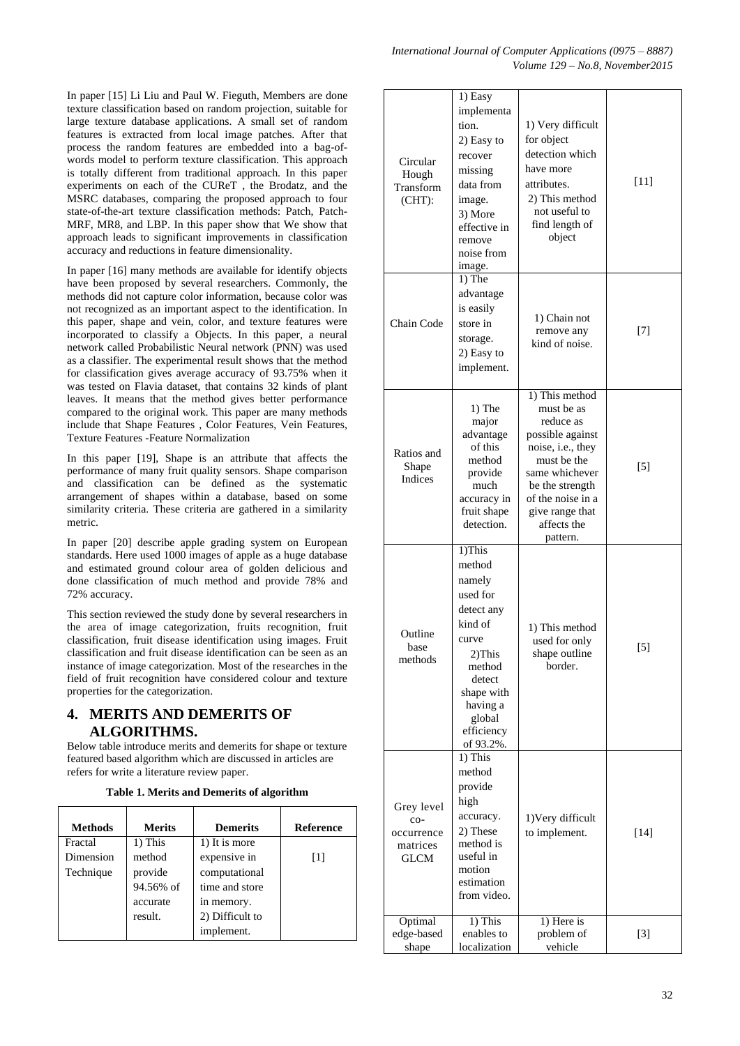In paper [15] Li Liu and Paul W. Fieguth, Members are done texture classification based on random projection, suitable for large texture database applications. A small set of random features is extracted from local image patches. After that process the random features are embedded into a bag-of-words model to perform texture classification. This approach is totally different from traditional approach. In this paper experiments on each of the CUReT , the Brodatz, and the MSRC databases, comparing the proposed approach to four state-of-the-art texture classification methods: Patch, Patch-MRF, MR8, and LBP. In this paper show that We show that approach leads to significant improvements in classification accuracy and reductions in feature dimensionality.

In paper [16] many methods are available for identify objects have been proposed by several researchers. Commonly, the methods did not capture color information, because color was not recognized as an important aspect to the identification. In this paper, shape and vein, color, and texture features were incorporated to classify a Objects. In this paper, a neural network called Probabilistic Neural network (PNN) was used as a classifier. The experimental result shows that the method for classification gives average accuracy of 93.75% when it was tested on Flavia dataset, that contains 32 kinds of plant leaves. It means that the method gives better performance compared to the original work. This paper are many methods include that Shape Features , Color Features, Vein Features, Texture Features -Feature Normalization

In this paper [19], Shape is an attribute that affects the performance of many fruit quality sensors. Shape comparison and classification can be defined as the systematic arrangement of shapes within a database, based on some similarity criteria. These criteria are gathered in a similarity metric.

In paper [20] describe apple grading system on European standards. Here used 1000 images of apple as a huge database and estimated ground colour area of golden delicious and done classification of much method and provide 78% and 72% accuracy.

This section reviewed the study done by several researchers in the area of image categorization, fruits recognition, fruit classification, fruit disease identification using images. Fruit classification and fruit disease identification can be seen as an instance of image categorization. Most of the researches in the field of fruit recognition have considered colour and texture properties for the categorization.

## 4. MERITS AND DEMERITS OF ALGORITHMS.

Below table introduce merits and demerits for shape or texture featured based algorithm which are discussed in articles are refers for write a literature review paper.

**Table 1. Merits and Demerits of algorithm**

| Methods | Merits | Demerits | Reference |
|---|---|---|---|
| Fractal Dimension Technique | 1) This method provide 94.56% of accurate result. | 1) It is more expensive in computational time and store in memory. 2) Difficult to implement. | [1] |
| Circular Hough Transform (CHT): | 1) Easy implementation. 2) Easy to recover missing data from image. 3) More effective in remove noise from image. | 1) Very difficult for object detection which have more attributes. 2) This method not useful to find length of object | [11] |
| Chain Code | 1) The advantage is easily store in storage. 2) Easy to implement. | 1) Chain not remove any kind of noise. | [7] |
| Ratios and Shape Indices | 1) The major advantage of this method provide much accuracy in fruit shape detection. | 1) This method must be as reduce as possible against noise, i.e., they must be the same whichever be the strength of the noise in a give range that affects the pattern. | [5] |
| Outline base methods | 1)This method namely used for detect any kind of curve 2)This method detect shape with having a global efficiency of 93.2%. | 1) This method used for only shape outline border. | [5] |
| Grey level co-occurrence matrices GLCM | 1) This method provide high accuracy. 2) These method is useful in motion estimation from video. | 1)Very difficult to implement. | [14] |
| Optimal edge-based shape | 1) This enables to localization | 1) Here is problem of vehicle | [3] |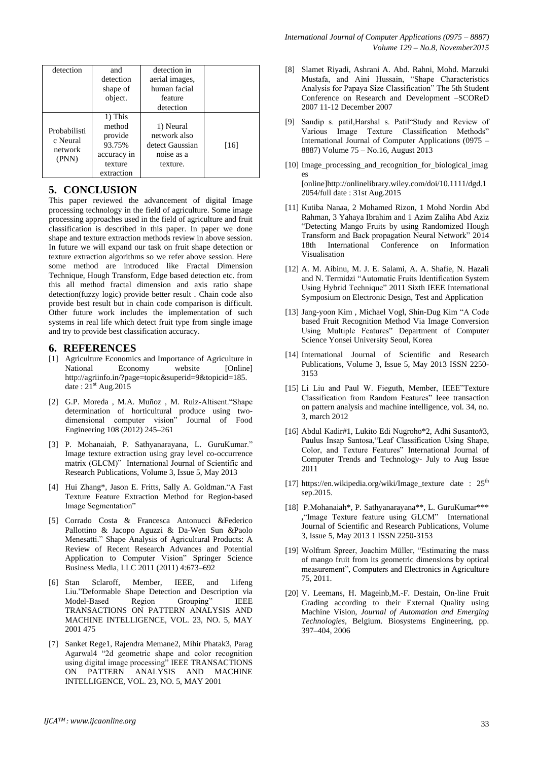| | | | |
|---|---|---|---|
| detection | and detection shape of object. | detection in aerial images, human facial feature detection | |
| Probabilistic Neural network (PNN) | 1) This method provide 93.75% accuracy in texture extraction | 1) Neural network also detect Gaussian noise as a texture. | [16] |

## 5. CONCLUSION

This paper reviewed the advancement of digital Image processing technology in the field of agriculture. Some image processing approaches used in the field of agriculture and fruit classification is described in this paper. In paper we done shape and texture extraction methods review in above session. In future we will expand our task on fruit shape detection or texture extraction algorithms so we refer above session. Here some method are introduced like Fractal Dimension Technique, Hough Transform, Edge based detection etc. from this all method fractal dimension and axis ratio shape detection(fuzzy logic) provide better result . Chain code also provide best result but in chain code comparison is difficult. Other future work includes the implementation of such systems in real life which detect fruit type from single image and try to provide best classification accuracy.

## 6. REFERENCES

[1] Agriculture Economics and Importance of Agriculture in National Economy website [Online] http://agriinfo.in/?page=topic&superid=9&topicid=185. date : 21st Aug.2015

[2] G.P. Moreda , M.A. Muñoz , M. Ruiz-Altisent."Shape determination of horticultural produce using two-dimensional computer vision" Journal of Food Engineering 108 (2012) 245–261

[3] P. Mohanaiah, P. Sathyanarayana, L. GuruKumar." Image texture extraction using gray level co-occurrence matrix (GLCM)" International Journal of Scientific and Research Publications, Volume 3, Issue 5, May 2013

[4] Hui Zhang*, Jason E. Fritts, Sally A. Goldman."A Fast Texture Feature Extraction Method for Region-based Image Segmentation"

[5] Corrado Costa & Francesca Antonucci &Federico Pallottino & Jacopo Aguzzi & Da-Wen Sun &Paolo Menesatti." Shape Analysis of Agricultural Products: A Review of Recent Research Advances and Potential Application to Computer Vision" Springer Science Business Media, LLC 2011 (2011) 4:673–692

[6] Stan Sclaroff, Member, IEEE, and Lifeng Liu."Deformable Shape Detection and Description via Model-Based Region Grouping" IEEE TRANSACTIONS ON PATTERN ANALYSIS AND MACHINE INTELLIGENCE, VOL. 23, NO. 5, MAY 2001 475

[7] Sanket Rege1, Rajendra Memane2, Mihir Phatak3, Parag Agarwal4 "2d geometric shape and color recognition using digital image processing" IEEE TRANSACTIONS ON PATTERN ANALYSIS AND MACHINE INTELLIGENCE, VOL. 23, NO. 5, MAY 2001

[8] Slamet Riyadi, Ashrani A. Abd. Rahni, Mohd. Marzuki Mustafa, and Aini Hussain, "Shape Characteristics Analysis for Papaya Size Classification" The 5th Student Conference on Research and Development –SCOReD 2007 11-12 December 2007

[9] Sandip s. patil,Harshal s. Patil"Study and Review of Various Image Texture Classification Methods" International Journal of Computer Applications (0975 – 8887) Volume 75 – No.16, August 2013

[10] Image_processing_and_recognition_for_biological_images [online]http://onlinelibrary.wiley.com/doi/10.1111/dgd.12054/full date : 31st Aug.2015

[11] Kutiba Nanaa, 2 Mohamed Rizon, 1 Mohd Nordin Abd Rahman, 3 Yahaya Ibrahim and 1 Azim Zaliha Abd Aziz "Detecting Mango Fruits by using Randomized Hough Transform and Back propagation Neural Network" 2014 18th International Conference on Information Visualisation

[12] A. M. Aibinu, M. J. E. Salami, A. A. Shafie, N. Hazali and N. Termidzi "Automatic Fruits Identification System Using Hybrid Technique" 2011 Sixth IEEE International Symposium on Electronic Design, Test and Application

[13] Jang-yoon Kim , Michael Vogl, Shin-Dug Kim "A Code based Fruit Recognition Method Via Image Conversion Using Multiple Features" Department of Computer Science Yonsei University Seoul, Korea

[14] International Journal of Scientific and Research Publications, Volume 3, Issue 5, May 2013 ISSN 2250-3153

[15] Li Liu and Paul W. Fieguth, Member, IEEE"Texture Classification from Random Features" Ieee transaction on pattern analysis and machine intelligence, vol. 34, no. 3, march 2012

[16] Abdul Kadir#1, Lukito Edi Nugroho*2, Adhi Susanto#3, Paulus Insap Santosa,"Leaf Classification Using Shape, Color, and Texture Features" International Journal of Computer Trends and Technology- July to Aug Issue 2011

[17] https://en.wikipedia.org/wiki/Image_texture date : 25th sep.2015.

[18] P.Mohanaiah*, P. Sathyanarayana**, L. GuruKumar*** ,"Image Texture feature using GLCM" International Journal of Scientific and Research Publications, Volume 3, Issue 5, May 2013 1 ISSN 2250-3153

[19] Wolfram Spreer, Joachim Müller, "Estimating the mass of mango fruit from its geometric dimensions by optical measurement", Computers and Electronics in Agriculture 75, 2011.

[20] V. Leemans, H. Mageinb,M.-F. Destain, On-line Fruit Grading according to their External Quality using Machine Vision, *Journal of Automation and Emerging Technologies*, Belgium. Biosystems Engineering, pp. 397–404, 2006